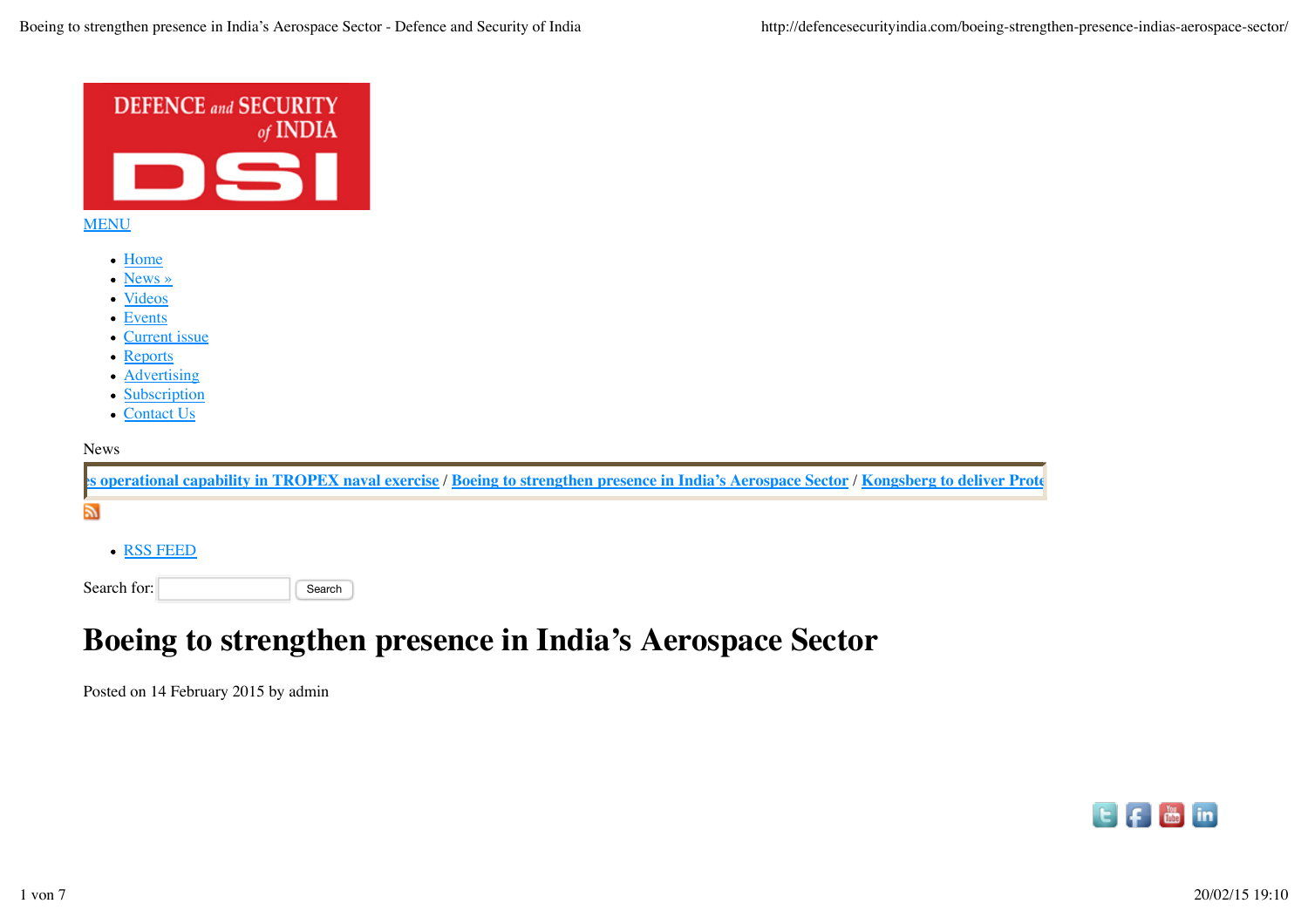DEFENCE and SECURITY of INDIA DSI

MENU

- Home
- News »
- Videos
- Events
- Current issue
- Reports
- Advertising
- Subscription
- Contact Us

News

s operational capability in TROPEX naval exercise / Boeing to strengthen presence in India's Aerospace Sector / Kongsberg to deliver Prote

- RSS FEED

Search for: Search

# Boeing to strengthen presence in India's Aerospace Sector

Posted on 14 February 2015 by admin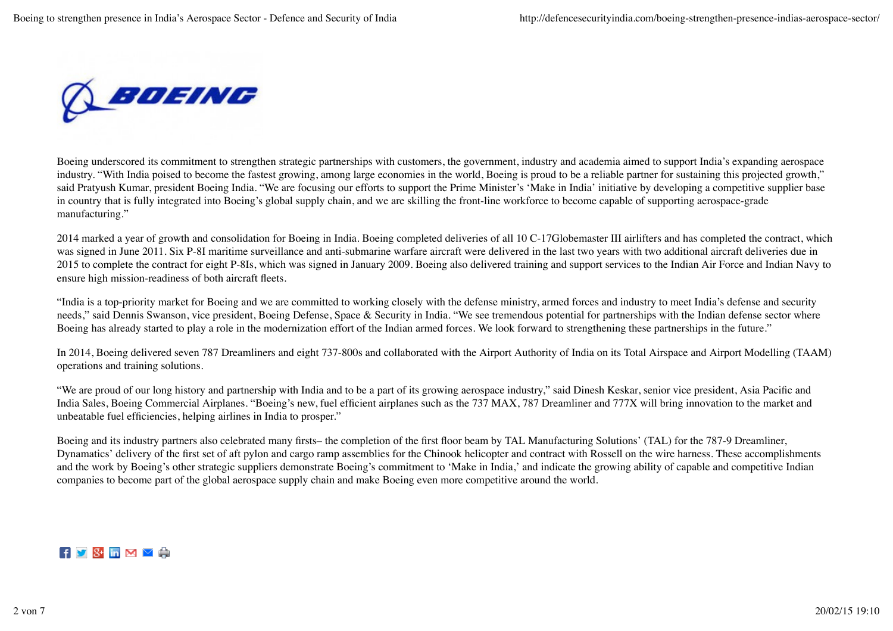Boeing underscored its commitment to strengthen strategic partnerships with customers, the government, industry and academia aimed to support India's expanding aerospace industry. "With India poised to become the fastest growing, among large economies in the world, Boeing is proud to be a reliable partner for sustaining this projected growth," said Pratyush Kumar, president Boeing India. "We are focusing our efforts to support the Prime Minister's 'Make in India' initiative by developing a competitive supplier base in country that is fully integrated into Boeing's global supply chain, and we are skilling the front-line workforce to become capable of supporting aerospace-grade manufacturing."

2014 marked a year of growth and consolidation for Boeing in India. Boeing completed deliveries of all 10 C-17Globemaster III airlifters and has completed the contract, which was signed in June 2011. Six P-8I maritime surveillance and anti-submarine warfare aircraft were delivered in the last two years with two additional aircraft deliveries due in 2015 to complete the contract for eight P-8Is, which was signed in January 2009. Boeing also delivered training and support services to the Indian Air Force and Indian Navy to ensure high mission-readiness of both aircraft fleets.

"India is a top-priority market for Boeing and we are committed to working closely with the defense ministry, armed forces and industry to meet India's defense and security needs," said Dennis Swanson, vice president, Boeing Defense, Space & Security in India. "We see tremendous potential for partnerships with the Indian defense sector where Boeing has already started to play a role in the modernization effort of the Indian armed forces. We look forward to strengthening these partnerships in the future."

In 2014, Boeing delivered seven 787 Dreamliners and eight 737-800s and collaborated with the Airport Authority of India on its Total Airspace and Airport Modelling (TAAM) operations and training solutions.

"We are proud of our long history and partnership with India and to be a part of its growing aerospace industry," said Dinesh Keskar, senior vice president, Asia Pacific and India Sales, Boeing Commercial Airplanes. "Boeing's new, fuel efficient airplanes such as the 737 MAX, 787 Dreamliner and 777X will bring innovation to the market and unbeatable fuel efficiencies, helping airlines in India to prosper."

Boeing and its industry partners also celebrated many firsts– the completion of the first floor beam by TAL Manufacturing Solutions' (TAL) for the 787-9 Dreamliner, Dynamatics' delivery of the first set of aft pylon and cargo ramp assemblies for the Chinook helicopter and contract with Rossell on the wire harness. These accomplishments and the work by Boeing's other strategic suppliers demonstrate Boeing's commitment to 'Make in India,' and indicate the growing ability of capable and competitive Indian companies to become part of the global aerospace supply chain and make Boeing even more competitive around the world.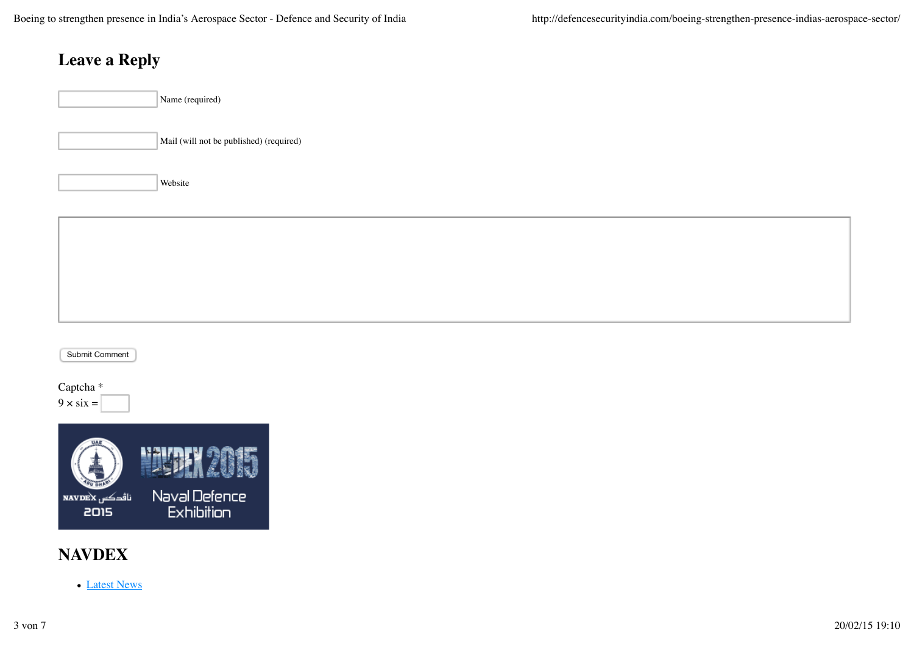## Leave a Reply

Name (required)

Mail (will not be published) (required)

Website

Submit Comment

Captcha *
9 × six =

## NAVDEX

- [Latest News]()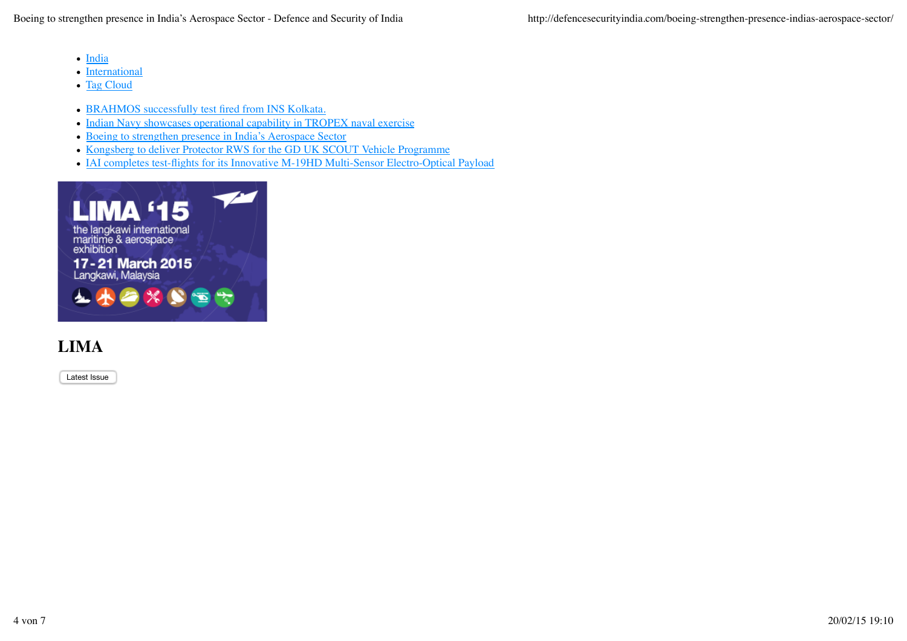- India
- International
- Tag Cloud

- BRAHMOS successfully test fired from INS Kolkata.
- Indian Navy showcases operational capability in TROPEX naval exercise
- Boeing to strengthen presence in India's Aerospace Sector
- Kongsberg to deliver Protector RWS for the GD UK SCOUT Vehicle Programme
- IAI completes test-flights for its Innovative M-19HD Multi-Sensor Electro-Optical Payload

## LIMA

Latest Issue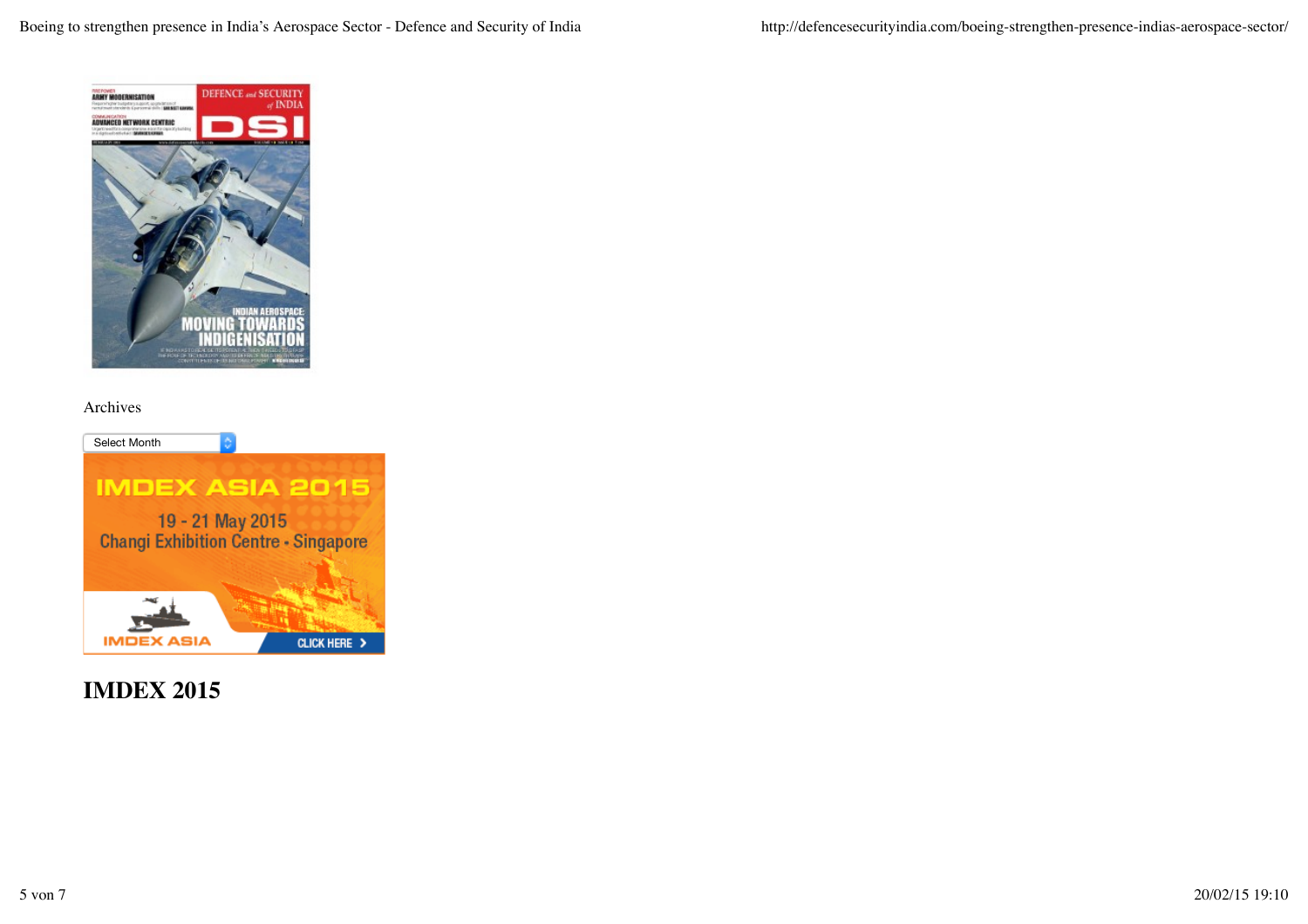Archives

Select Month

IMDEX ASIA 2015

19 - 21 May 2015
Changi Exhibition Centre • Singapore

IMDEX ASIA

CLICK HERE

## IMDEX 2015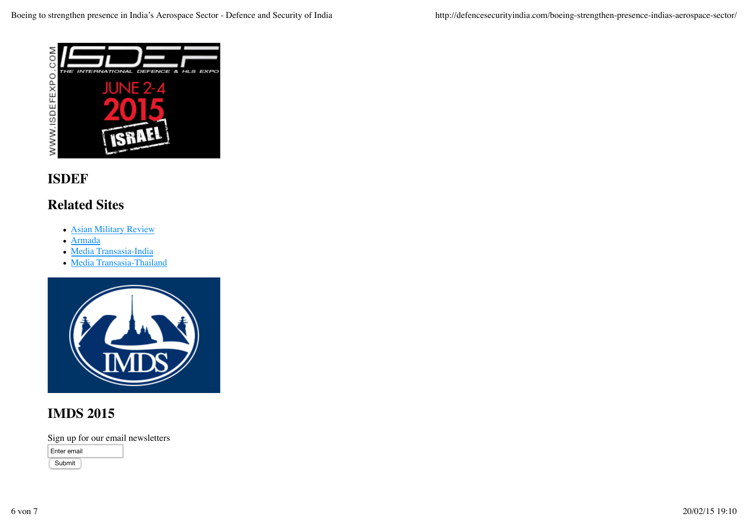## ISDEF

## Related Sites

- Asian Military Review
- Armada
- Media Transasia-India
- Media Transasia-Thailand

## IMDS 2015

Sign up for our email newsletters

Enter email

Submit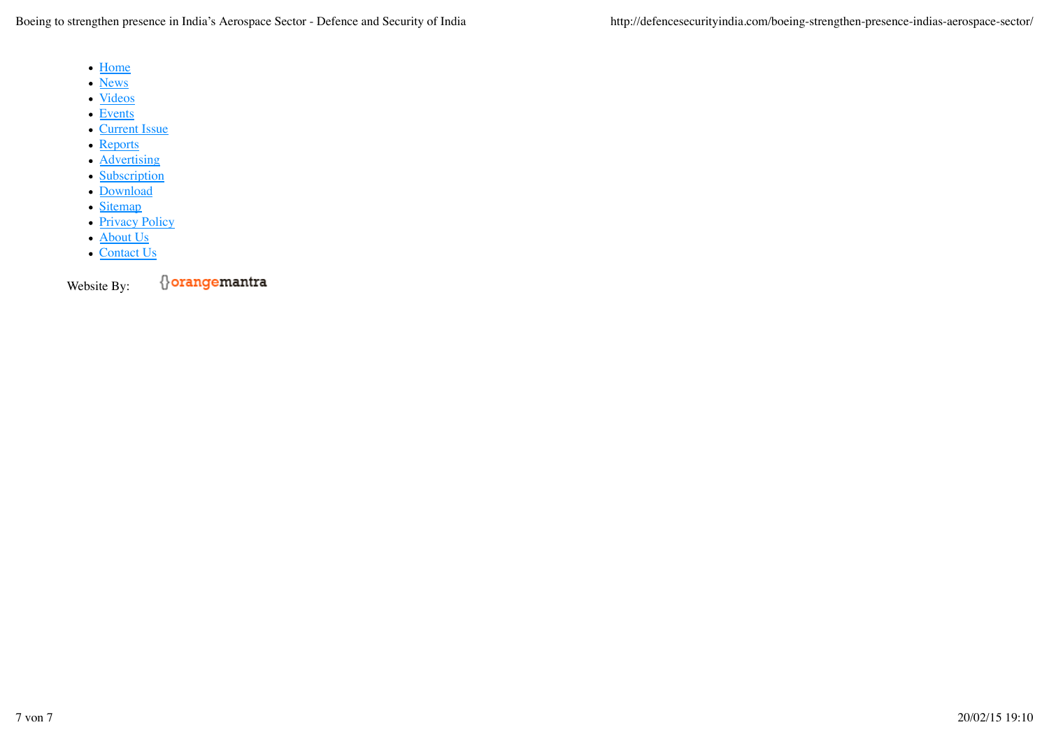- Home
- News
- Videos
- Events
- Current Issue
- Reports
- Advertising
- Subscription
- Download
- Sitemap
- Privacy Policy
- About Us
- Contact Us

Website By: {}orangemantra